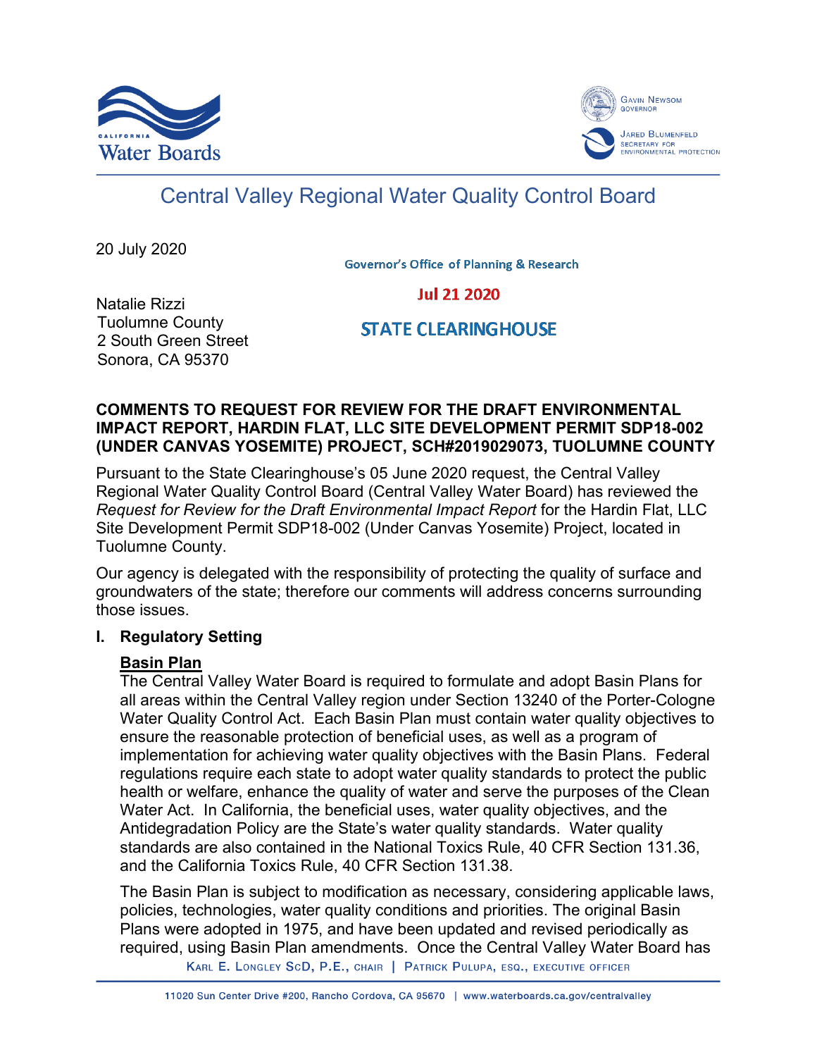Central Valley Regional Water Quality Control Board

20 July 2020

Governor's Office of Planning & Research

Jul 21 2020

STATE CLEARINGHOUSE

Natalie Rizzi
Tuolumne County
2 South Green Street
Sonora, CA 95370

**COMMENTS TO REQUEST FOR REVIEW FOR THE DRAFT ENVIRONMENTAL IMPACT REPORT, HARDIN FLAT, LLC SITE DEVELOPMENT PERMIT SDP18-002 (UNDER CANVAS YOSEMITE) PROJECT, SCH#2019029073, TUOLUMNE COUNTY**

Pursuant to the State Clearinghouse's 05 June 2020 request, the Central Valley Regional Water Quality Control Board (Central Valley Water Board) has reviewed the *Request for Review for the Draft Environmental Impact Report* for the Hardin Flat, LLC Site Development Permit SDP18-002 (Under Canvas Yosemite) Project, located in Tuolumne County.

Our agency is delegated with the responsibility of protecting the quality of surface and groundwaters of the state; therefore our comments will address concerns surrounding those issues.

## I. Regulatory Setting

**Basin Plan**

The Central Valley Water Board is required to formulate and adopt Basin Plans for all areas within the Central Valley region under Section 13240 of the Porter-Cologne Water Quality Control Act. Each Basin Plan must contain water quality objectives to ensure the reasonable protection of beneficial uses, as well as a program of implementation for achieving water quality objectives with the Basin Plans. Federal regulations require each state to adopt water quality standards to protect the public health or welfare, enhance the quality of water and serve the purposes of the Clean Water Act. In California, the beneficial uses, water quality objectives, and the Antidegradation Policy are the State's water quality standards. Water quality standards are also contained in the National Toxics Rule, 40 CFR Section 131.36, and the California Toxics Rule, 40 CFR Section 131.38.

The Basin Plan is subject to modification as necessary, considering applicable laws, policies, technologies, water quality conditions and priorities. The original Basin Plans were adopted in 1975, and have been updated and revised periodically as required, using Basin Plan amendments. Once the Central Valley Water Board has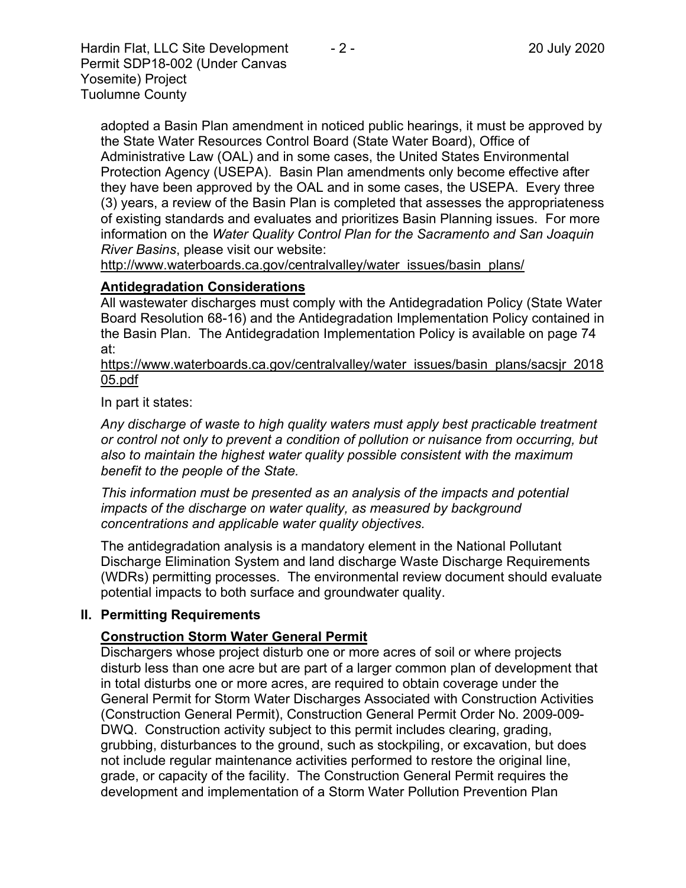adopted a Basin Plan amendment in noticed public hearings, it must be approved by the State Water Resources Control Board (State Water Board), Office of Administrative Law (OAL) and in some cases, the United States Environmental Protection Agency (USEPA). Basin Plan amendments only become effective after they have been approved by the OAL and in some cases, the USEPA. Every three (3) years, a review of the Basin Plan is completed that assesses the appropriateness of existing standards and evaluates and prioritizes Basin Planning issues. For more information on the *Water Quality Control Plan for the Sacramento and San Joaquin River Basins*, please visit our website:
http://www.waterboards.ca.gov/centralvalley/water_issues/basin_plans/

**Antidegradation Considerations**

All wastewater discharges must comply with the Antidegradation Policy (State Water Board Resolution 68-16) and the Antidegradation Implementation Policy contained in the Basin Plan. The Antidegradation Implementation Policy is available on page 74 at:
https://www.waterboards.ca.gov/centralvalley/water_issues/basin_plans/sacsjr_201805.pdf

In part it states:

*Any discharge of waste to high quality waters must apply best practicable treatment or control not only to prevent a condition of pollution or nuisance from occurring, but also to maintain the highest water quality possible consistent with the maximum benefit to the people of the State.*

*This information must be presented as an analysis of the impacts and potential impacts of the discharge on water quality, as measured by background concentrations and applicable water quality objectives.*

The antidegradation analysis is a mandatory element in the National Pollutant Discharge Elimination System and land discharge Waste Discharge Requirements (WDRs) permitting processes. The environmental review document should evaluate potential impacts to both surface and groundwater quality.

## II. Permitting Requirements

**Construction Storm Water General Permit**

Dischargers whose project disturb one or more acres of soil or where projects disturb less than one acre but are part of a larger common plan of development that in total disturbs one or more acres, are required to obtain coverage under the General Permit for Storm Water Discharges Associated with Construction Activities (Construction General Permit), Construction General Permit Order No. 2009-009-DWQ. Construction activity subject to this permit includes clearing, grading, grubbing, disturbances to the ground, such as stockpiling, or excavation, but does not include regular maintenance activities performed to restore the original line, grade, or capacity of the facility. The Construction General Permit requires the development and implementation of a Storm Water Pollution Prevention Plan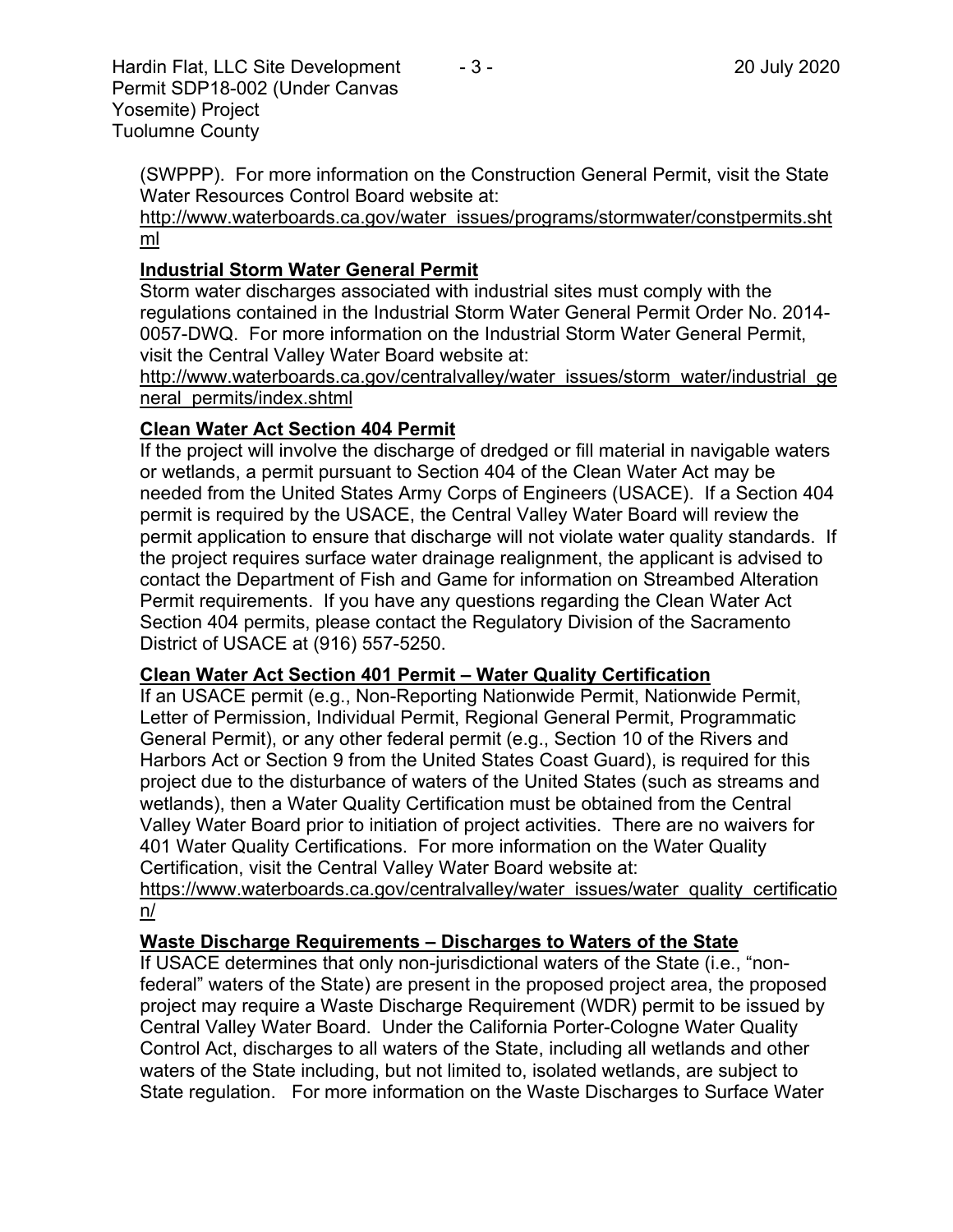(SWPPP). For more information on the Construction General Permit, visit the State Water Resources Control Board website at:

http://www.waterboards.ca.gov/water_issues/programs/stormwater/constpermits.shtml

**Industrial Storm Water General Permit**

Storm water discharges associated with industrial sites must comply with the regulations contained in the Industrial Storm Water General Permit Order No. 2014-0057-DWQ. For more information on the Industrial Storm Water General Permit, visit the Central Valley Water Board website at:

http://www.waterboards.ca.gov/centralvalley/water_issues/storm_water/industrial_general_permits/index.shtml

**Clean Water Act Section 404 Permit**

If the project will involve the discharge of dredged or fill material in navigable waters or wetlands, a permit pursuant to Section 404 of the Clean Water Act may be needed from the United States Army Corps of Engineers (USACE). If a Section 404 permit is required by the USACE, the Central Valley Water Board will review the permit application to ensure that discharge will not violate water quality standards. If the project requires surface water drainage realignment, the applicant is advised to contact the Department of Fish and Game for information on Streambed Alteration Permit requirements. If you have any questions regarding the Clean Water Act Section 404 permits, please contact the Regulatory Division of the Sacramento District of USACE at (916) 557-5250.

**Clean Water Act Section 401 Permit – Water Quality Certification**

If an USACE permit (e.g., Non-Reporting Nationwide Permit, Nationwide Permit, Letter of Permission, Individual Permit, Regional General Permit, Programmatic General Permit), or any other federal permit (e.g., Section 10 of the Rivers and Harbors Act or Section 9 from the United States Coast Guard), is required for this project due to the disturbance of waters of the United States (such as streams and wetlands), then a Water Quality Certification must be obtained from the Central Valley Water Board prior to initiation of project activities. There are no waivers for 401 Water Quality Certifications. For more information on the Water Quality Certification, visit the Central Valley Water Board website at:

https://www.waterboards.ca.gov/centralvalley/water_issues/water_quality_certification/

**Waste Discharge Requirements – Discharges to Waters of the State**

If USACE determines that only non-jurisdictional waters of the State (i.e., "non-federal" waters of the State) are present in the proposed project area, the proposed project may require a Waste Discharge Requirement (WDR) permit to be issued by Central Valley Water Board. Under the California Porter-Cologne Water Quality Control Act, discharges to all waters of the State, including all wetlands and other waters of the State including, but not limited to, isolated wetlands, are subject to State regulation. For more information on the Waste Discharges to Surface Water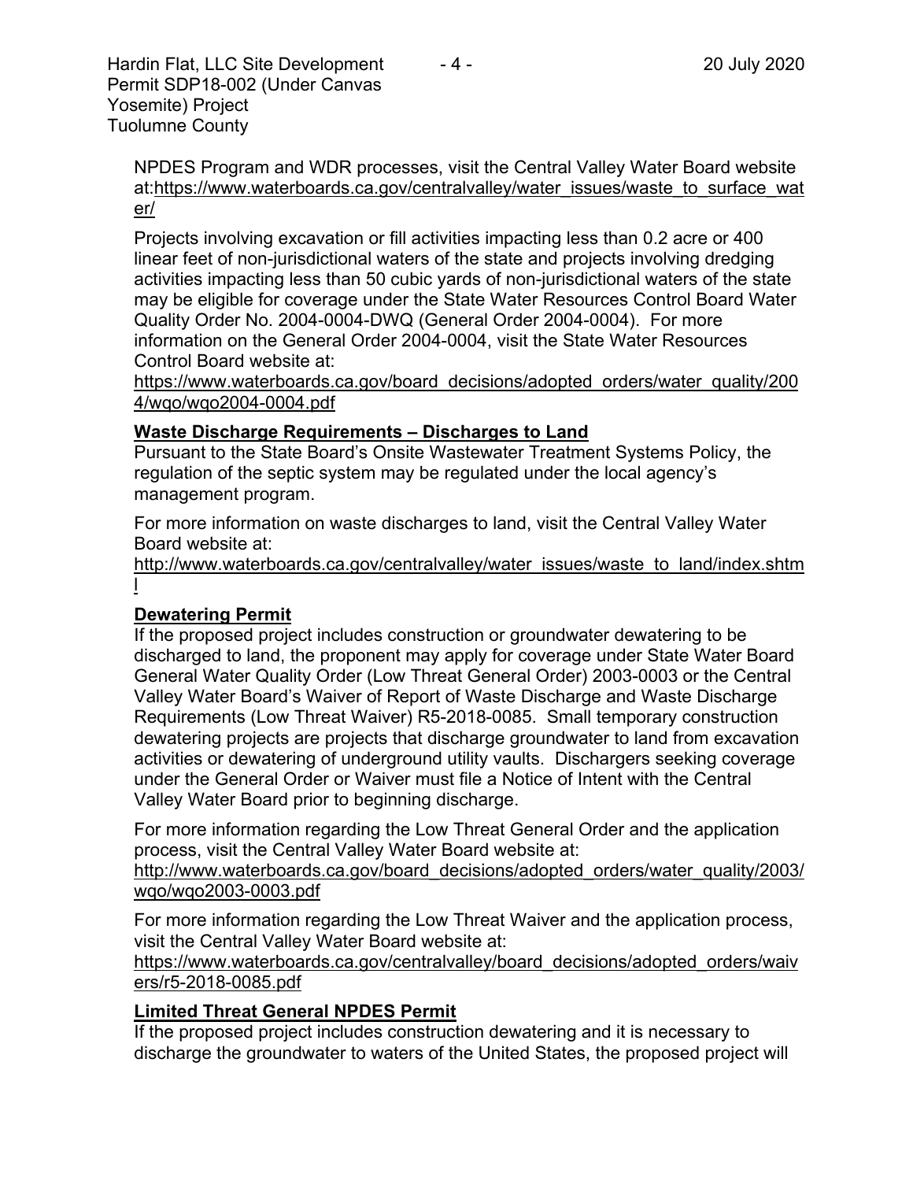NPDES Program and WDR processes, visit the Central Valley Water Board website at:https://www.waterboards.ca.gov/centralvalley/water_issues/waste_to_surface_water/

Projects involving excavation or fill activities impacting less than 0.2 acre or 400 linear feet of non-jurisdictional waters of the state and projects involving dredging activities impacting less than 50 cubic yards of non-jurisdictional waters of the state may be eligible for coverage under the State Water Resources Control Board Water Quality Order No. 2004-0004-DWQ (General Order 2004-0004). For more information on the General Order 2004-0004, visit the State Water Resources Control Board website at:
https://www.waterboards.ca.gov/board_decisions/adopted_orders/water_quality/2004/wqo/wqo2004-0004.pdf

**Waste Discharge Requirements – Discharges to Land**

Pursuant to the State Board's Onsite Wastewater Treatment Systems Policy, the regulation of the septic system may be regulated under the local agency's management program.

For more information on waste discharges to land, visit the Central Valley Water Board website at:
http://www.waterboards.ca.gov/centralvalley/water_issues/waste_to_land/index.shtml

**Dewatering Permit**

If the proposed project includes construction or groundwater dewatering to be discharged to land, the proponent may apply for coverage under State Water Board General Water Quality Order (Low Threat General Order) 2003-0003 or the Central Valley Water Board's Waiver of Report of Waste Discharge and Waste Discharge Requirements (Low Threat Waiver) R5-2018-0085. Small temporary construction dewatering projects are projects that discharge groundwater to land from excavation activities or dewatering of underground utility vaults. Dischargers seeking coverage under the General Order or Waiver must file a Notice of Intent with the Central Valley Water Board prior to beginning discharge.

For more information regarding the Low Threat General Order and the application process, visit the Central Valley Water Board website at:
http://www.waterboards.ca.gov/board_decisions/adopted_orders/water_quality/2003/wqo/wqo2003-0003.pdf

For more information regarding the Low Threat Waiver and the application process, visit the Central Valley Water Board website at:
https://www.waterboards.ca.gov/centralvalley/board_decisions/adopted_orders/waivers/r5-2018-0085.pdf

**Limited Threat General NPDES Permit**

If the proposed project includes construction dewatering and it is necessary to discharge the groundwater to waters of the United States, the proposed project will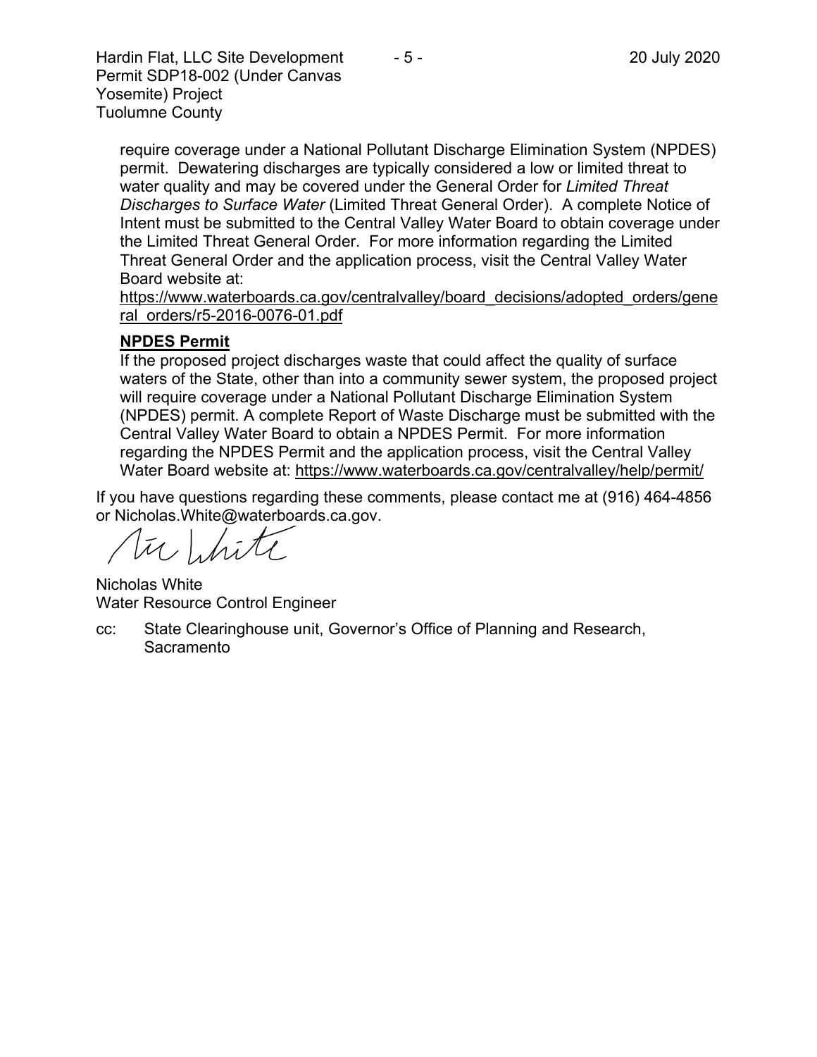require coverage under a National Pollutant Discharge Elimination System (NPDES) permit. Dewatering discharges are typically considered a low or limited threat to water quality and may be covered under the General Order for *Limited Threat Discharges to Surface Water* (Limited Threat General Order). A complete Notice of Intent must be submitted to the Central Valley Water Board to obtain coverage under the Limited Threat General Order. For more information regarding the Limited Threat General Order and the application process, visit the Central Valley Water Board website at:
https://www.waterboards.ca.gov/centralvalley/board_decisions/adopted_orders/general_orders/r5-2016-0076-01.pdf

**NPDES Permit**

If the proposed project discharges waste that could affect the quality of surface waters of the State, other than into a community sewer system, the proposed project will require coverage under a National Pollutant Discharge Elimination System (NPDES) permit. A complete Report of Waste Discharge must be submitted with the Central Valley Water Board to obtain a NPDES Permit. For more information regarding the NPDES Permit and the application process, visit the Central Valley Water Board website at: https://www.waterboards.ca.gov/centralvalley/help/permit/

If you have questions regarding these comments, please contact me at (916) 464-4856 or Nicholas.White@waterboards.ca.gov.

Nicholas White
Water Resource Control Engineer

cc: State Clearinghouse unit, Governor's Office of Planning and Research, Sacramento